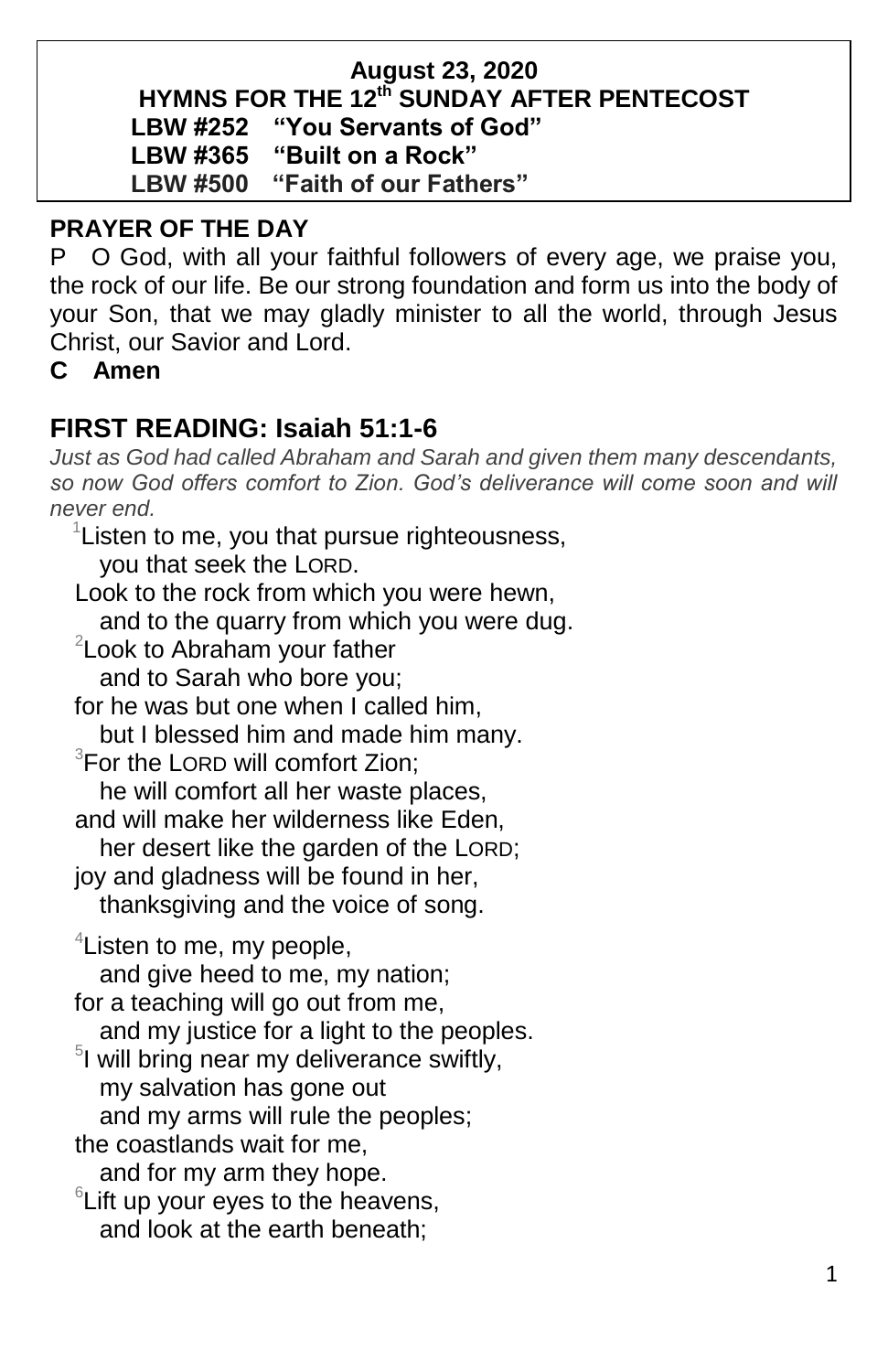**August 23, 2020**

**HYMNS FOR THE 12th SUNDAY AFTER PENTECOST**

**LBW #252 "You Servants of God"**
**LBW #365 "Built on a Rock"**
**LBW #500 "Faith of our Fathers"**

## PRAYER OF THE DAY

P O God, with all your faithful followers of every age, we praise you, the rock of our life. Be our strong foundation and form us into the body of your Son, that we may gladly minister to all the world, through Jesus Christ, our Savior and Lord.

**C Amen**

## FIRST READING: Isaiah 51:1-6

*Just as God had called Abraham and Sarah and given them many descendants, so now God offers comfort to Zion. God's deliverance will come soon and will never end.*

[1]Listen to me, you that pursue righteousness,
you that seek the LORD.
Look to the rock from which you were hewn,
and to the quarry from which you were dug.
[2]Look to Abraham your father
and to Sarah who bore you;
for he was but one when I called him,
but I blessed him and made him many.
[3]For the LORD will comfort Zion;
he will comfort all her waste places,
and will make her wilderness like Eden,
her desert like the garden of the LORD;
joy and gladness will be found in her,
thanksgiving and the voice of song.

[4]Listen to me, my people,
and give heed to me, my nation;
for a teaching will go out from me,
and my justice for a light to the peoples.
[5]I will bring near my deliverance swiftly,
my salvation has gone out
and my arms will rule the peoples;
the coastlands wait for me,
and for my arm they hope.
[6]Lift up your eyes to the heavens,
and look at the earth beneath;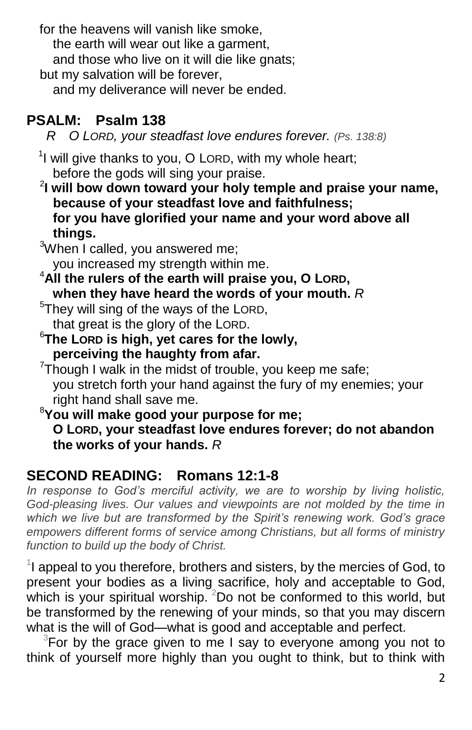for the heavens will vanish like smoke,
  the earth will wear out like a garment,
  and those who live on it will die like gnats;
but my salvation will be forever,
  and my deliverance will never be ended.

## PSALM: Psalm 138

*R O LORD, your steadfast love endures forever. (Ps. 138:8)*

[1]I will give thanks to you, O LORD, with my whole heart;
  before the gods will sing your praise.

**[2]I will bow down toward your holy temple and praise your name,
  because of your steadfast love and faithfulness;
  for you have glorified your name and your word above all things.**

[3]When I called, you answered me;
  you increased my strength within me.

**[4]All the rulers of the earth will praise you, O LORD,
  when they have heard the words of your mouth.** *R*

[5]They will sing of the ways of the LORD,
  that great is the glory of the LORD.

**[6]The LORD is high, yet cares for the lowly,
  perceiving the haughty from afar.**

[7]Though I walk in the midst of trouble, you keep me safe;
  you stretch forth your hand against the fury of my enemies; your right hand shall save me.

**[8]You will make good your purpose for me;
  O LORD, your steadfast love endures forever; do not abandon the works of your hands.** *R*

## SECOND READING: Romans 12:1-8

*In response to God's merciful activity, we are to worship by living holistic, God-pleasing lives. Our values and viewpoints are not molded by the time in which we live but are transformed by the Spirit's renewing work. God's grace empowers different forms of service among Christians, but all forms of ministry function to build up the body of Christ.*

[1]I appeal to you therefore, brothers and sisters, by the mercies of God, to present your bodies as a living sacrifice, holy and acceptable to God, which is your spiritual worship. [2]Do not be conformed to this world, but be transformed by the renewing of your minds, so that you may discern what is the will of God—what is good and acceptable and perfect.

[3]For by the grace given to me I say to everyone among you not to think of yourself more highly than you ought to think, but to think with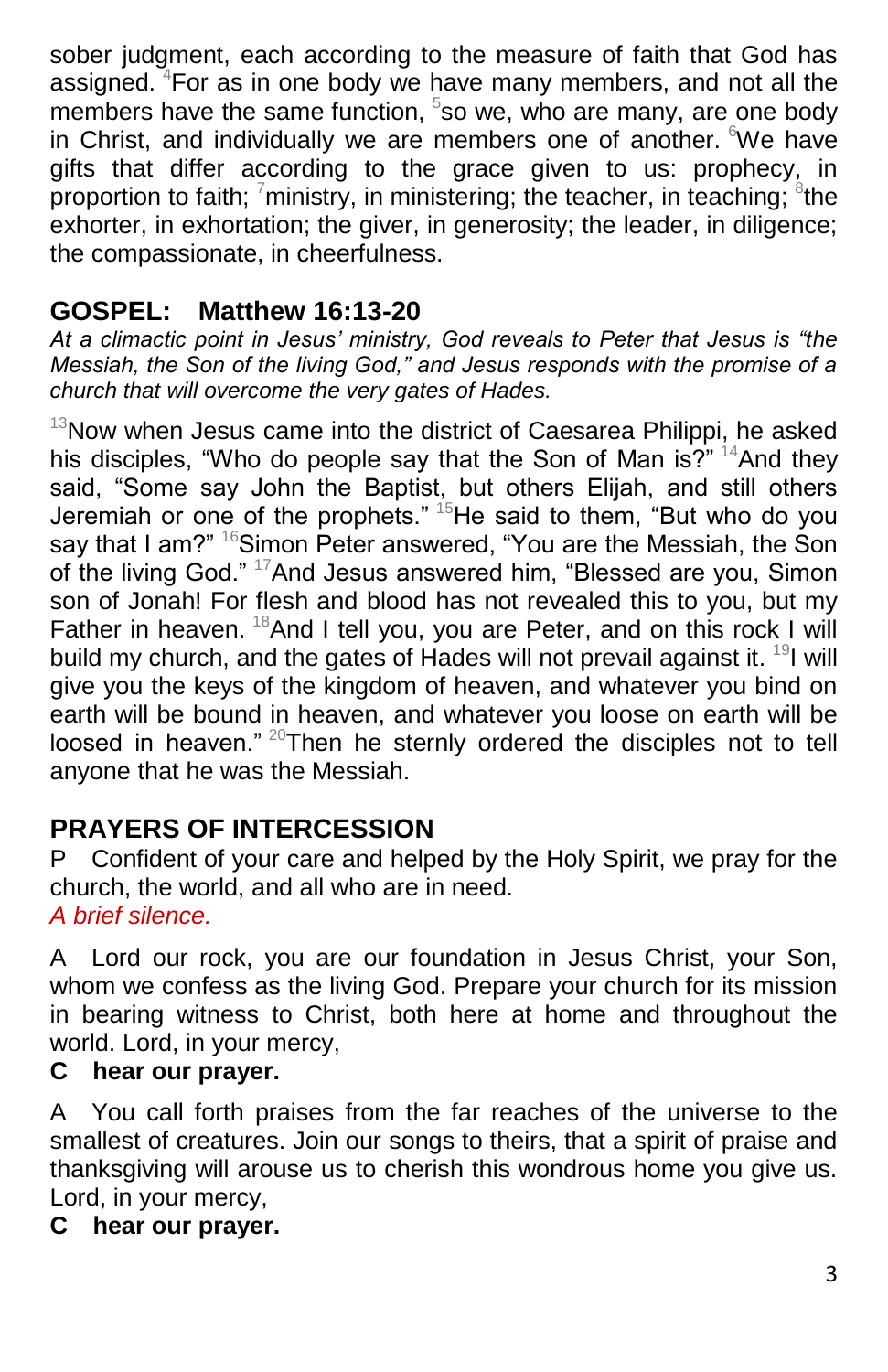sober judgment, each according to the measure of faith that God has assigned. [4]For as in one body we have many members, and not all the members have the same function, [5]so we, who are many, are one body in Christ, and individually we are members one of another. [6]We have gifts that differ according to the grace given to us: prophecy, in proportion to faith; [7]ministry, in ministering; the teacher, in teaching; [8]the exhorter, in exhortation; the giver, in generosity; the leader, in diligence; the compassionate, in cheerfulness.

## GOSPEL: Matthew 16:13-20

*At a climactic point in Jesus' ministry, God reveals to Peter that Jesus is "the Messiah, the Son of the living God," and Jesus responds with the promise of a church that will overcome the very gates of Hades.*

[13]Now when Jesus came into the district of Caesarea Philippi, he asked his disciples, "Who do people say that the Son of Man is?" [14]And they said, "Some say John the Baptist, but others Elijah, and still others Jeremiah or one of the prophets." [15]He said to them, "But who do you say that I am?" [16]Simon Peter answered, "You are the Messiah, the Son of the living God." [17]And Jesus answered him, "Blessed are you, Simon son of Jonah! For flesh and blood has not revealed this to you, but my Father in heaven. [18]And I tell you, you are Peter, and on this rock I will build my church, and the gates of Hades will not prevail against it. [19]I will give you the keys of the kingdom of heaven, and whatever you bind on earth will be bound in heaven, and whatever you loose on earth will be loosed in heaven." [20]Then he sternly ordered the disciples not to tell anyone that he was the Messiah.

## PRAYERS OF INTERCESSION

P Confident of your care and helped by the Holy Spirit, we pray for the church, the world, and all who are in need.

*A brief silence.*

A Lord our rock, you are our foundation in Jesus Christ, your Son, whom we confess as the living God. Prepare your church for its mission in bearing witness to Christ, both here at home and throughout the world. Lord, in your mercy,

**C hear our prayer.**

A You call forth praises from the far reaches of the universe to the smallest of creatures. Join our songs to theirs, that a spirit of praise and thanksgiving will arouse us to cherish this wondrous home you give us. Lord, in your mercy,

**C hear our prayer.**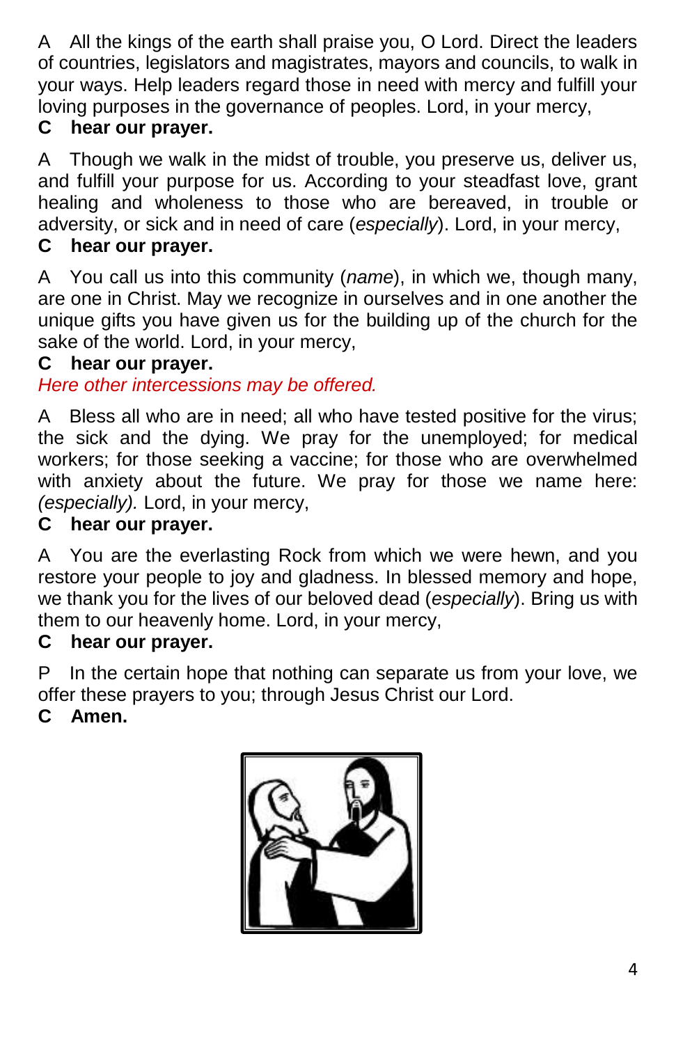A All the kings of the earth shall praise you, O Lord. Direct the leaders of countries, legislators and magistrates, mayors and councils, to walk in your ways. Help leaders regard those in need with mercy and fulfill your loving purposes in the governance of peoples. Lord, in your mercy,

**C hear our prayer.**

A Though we walk in the midst of trouble, you preserve us, deliver us, and fulfill your purpose for us. According to your steadfast love, grant healing and wholeness to those who are bereaved, in trouble or adversity, or sick and in need of care (*especially*). Lord, in your mercy,

**C hear our prayer.**

A You call us into this community (*name*), in which we, though many, are one in Christ. May we recognize in ourselves and in one another the unique gifts you have given us for the building up of the church for the sake of the world. Lord, in your mercy,

**C hear our prayer.**

*Here other intercessions may be offered.*

A Bless all who are in need; all who have tested positive for the virus; the sick and the dying. We pray for the unemployed; for medical workers; for those seeking a vaccine; for those who are overwhelmed with anxiety about the future. We pray for those we name here: *(especially).* Lord, in your mercy,

**C hear our prayer.**

A You are the everlasting Rock from which we were hewn, and you restore your people to joy and gladness. In blessed memory and hope, we thank you for the lives of our beloved dead (*especially*). Bring us with them to our heavenly home. Lord, in your mercy,

**C hear our prayer.**

P In the certain hope that nothing can separate us from your love, we offer these prayers to you; through Jesus Christ our Lord.

**C Amen.**